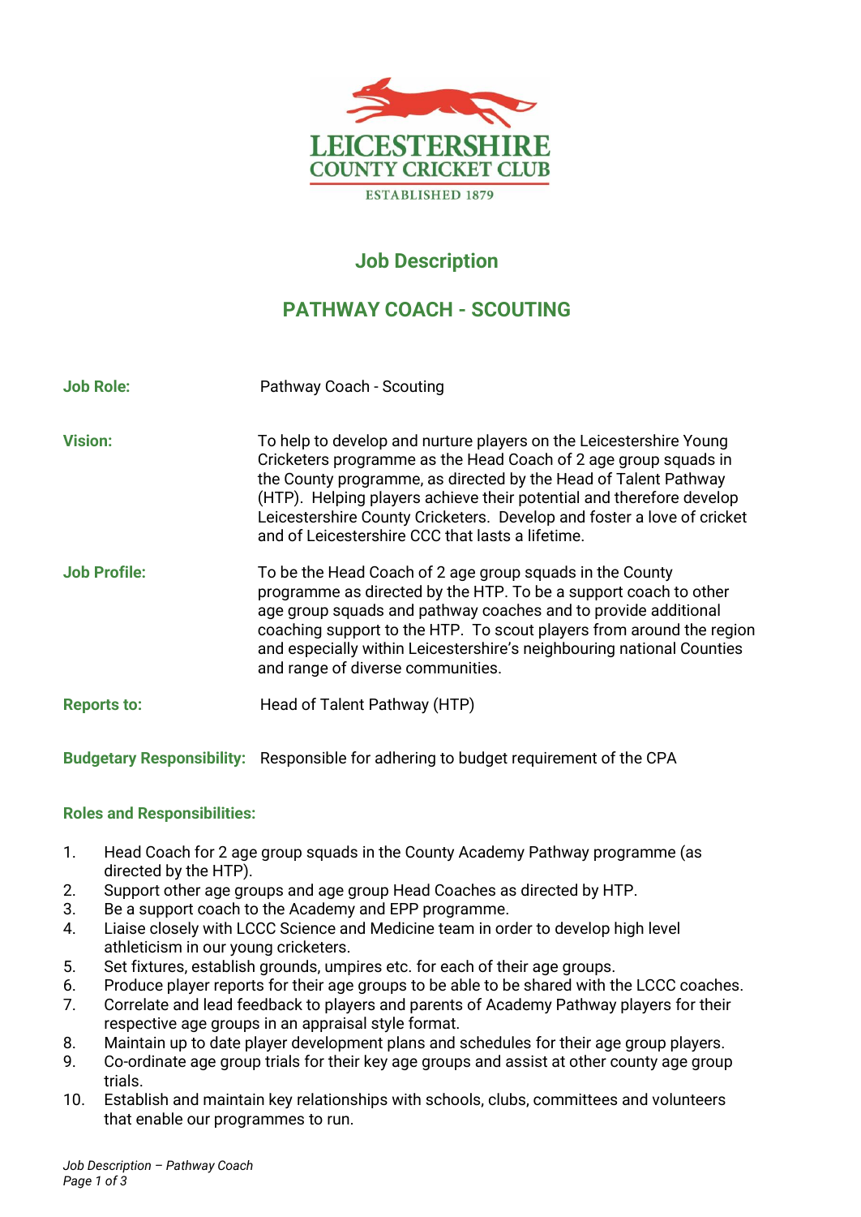LEICESTERSHIRE
COUNTY CRICKET CLUB
ESTABLISHED 1879

# Job Description

## PATHWAY COACH - SCOUTING

**Job Role:** Pathway Coach - Scouting

**Vision:** To help to develop and nurture players on the Leicestershire Young Cricketers programme as the Head Coach of 2 age group squads in the County programme, as directed by the Head of Talent Pathway (HTP). Helping players achieve their potential and therefore develop Leicestershire County Cricketers. Develop and foster a love of cricket and of Leicestershire CCC that lasts a lifetime.

**Job Profile:** To be the Head Coach of 2 age group squads in the County programme as directed by the HTP. To be a support coach to other age group squads and pathway coaches and to provide additional coaching support to the HTP. To scout players from around the region and especially within Leicestershire's neighbouring national Counties and range of diverse communities.

**Reports to:** Head of Talent Pathway (HTP)

**Budgetary Responsibility:** Responsible for adhering to budget requirement of the CPA

**Roles and Responsibilities:**

1. Head Coach for 2 age group squads in the County Academy Pathway programme (as directed by the HTP).
2. Support other age groups and age group Head Coaches as directed by HTP.
3. Be a support coach to the Academy and EPP programme.
4. Liaise closely with LCCC Science and Medicine team in order to develop high level athleticism in our young cricketers.
5. Set fixtures, establish grounds, umpires etc. for each of their age groups.
6. Produce player reports for their age groups to be able to be shared with the LCCC coaches.
7. Correlate and lead feedback to players and parents of Academy Pathway players for their respective age groups in an appraisal style format.
8. Maintain up to date player development plans and schedules for their age group players.
9. Co-ordinate age group trials for their key age groups and assist at other county age group trials.
10. Establish and maintain key relationships with schools, clubs, committees and volunteers that enable our programmes to run.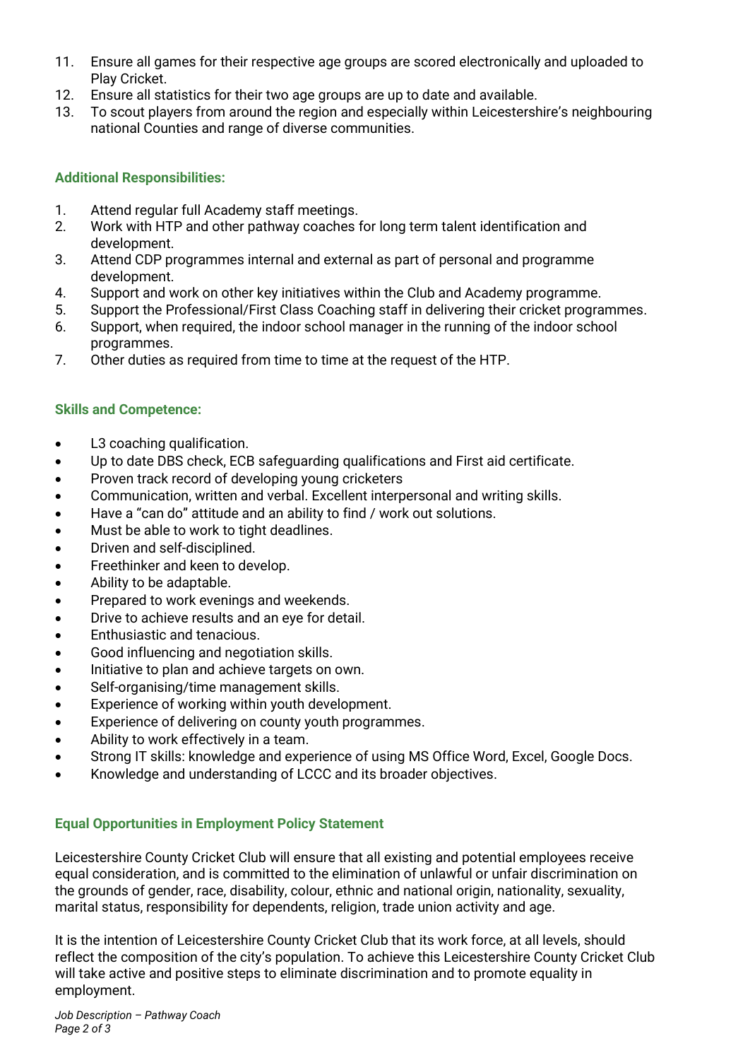11. Ensure all games for their respective age groups are scored electronically and uploaded to Play Cricket.
12. Ensure all statistics for their two age groups are up to date and available.
13. To scout players from around the region and especially within Leicestershire's neighbouring national Counties and range of diverse communities.

### Additional Responsibilities:

1. Attend regular full Academy staff meetings.
2. Work with HTP and other pathway coaches for long term talent identification and development.
3. Attend CDP programmes internal and external as part of personal and programme development.
4. Support and work on other key initiatives within the Club and Academy programme.
5. Support the Professional/First Class Coaching staff in delivering their cricket programmes.
6. Support, when required, the indoor school manager in the running of the indoor school programmes.
7. Other duties as required from time to time at the request of the HTP.

### Skills and Competence:

- L3 coaching qualification.
- Up to date DBS check, ECB safeguarding qualifications and First aid certificate.
- Proven track record of developing young cricketers
- Communication, written and verbal. Excellent interpersonal and writing skills.
- Have a "can do" attitude and an ability to find / work out solutions.
- Must be able to work to tight deadlines.
- Driven and self-disciplined.
- Freethinker and keen to develop.
- Ability to be adaptable.
- Prepared to work evenings and weekends.
- Drive to achieve results and an eye for detail.
- Enthusiastic and tenacious.
- Good influencing and negotiation skills.
- Initiative to plan and achieve targets on own.
- Self-organising/time management skills.
- Experience of working within youth development.
- Experience of delivering on county youth programmes.
- Ability to work effectively in a team.
- Strong IT skills: knowledge and experience of using MS Office Word, Excel, Google Docs.
- Knowledge and understanding of LCCC and its broader objectives.

### Equal Opportunities in Employment Policy Statement

Leicestershire County Cricket Club will ensure that all existing and potential employees receive equal consideration, and is committed to the elimination of unlawful or unfair discrimination on the grounds of gender, race, disability, colour, ethnic and national origin, nationality, sexuality, marital status, responsibility for dependents, religion, trade union activity and age.

It is the intention of Leicestershire County Cricket Club that its work force, at all levels, should reflect the composition of the city's population. To achieve this Leicestershire County Cricket Club will take active and positive steps to eliminate discrimination and to promote equality in employment.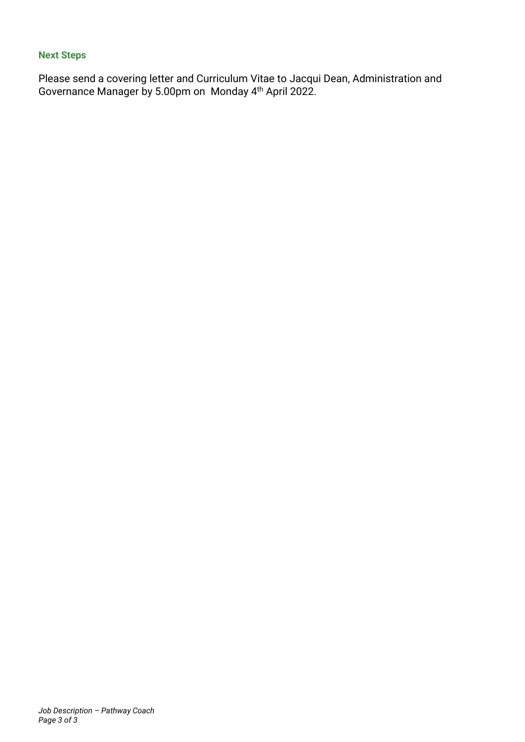### Next Steps

Please send a covering letter and Curriculum Vitae to Jacqui Dean, Administration and Governance Manager by 5.00pm on Monday 4th April 2022.